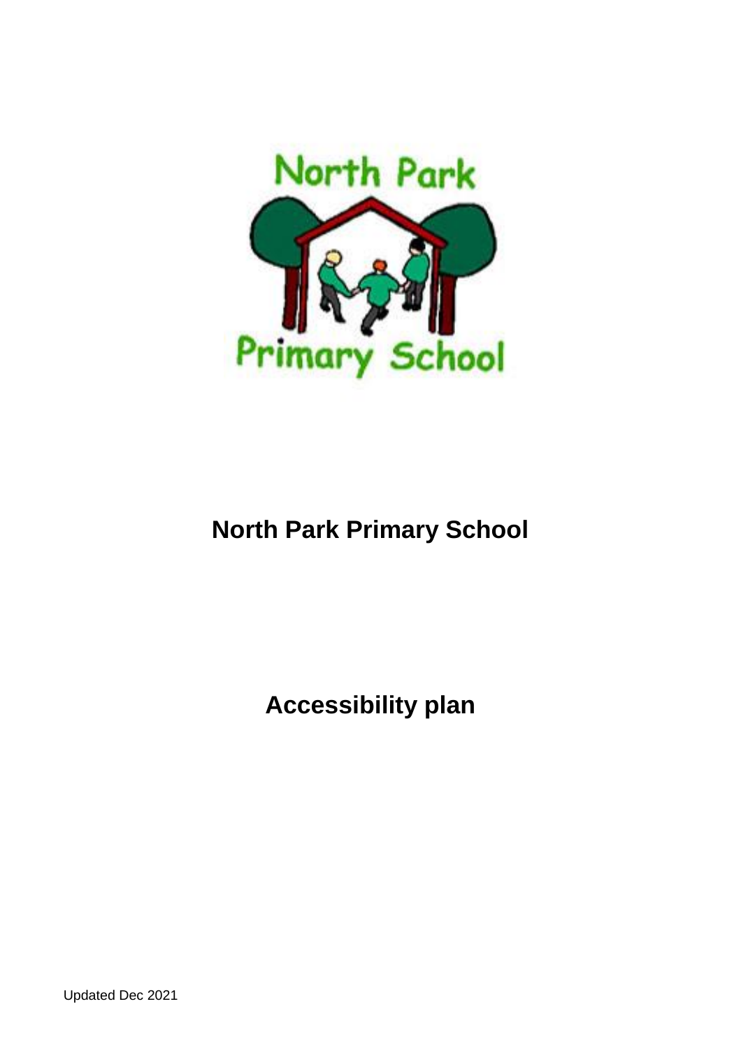# North Park Primary School

# Accessibility plan

Updated Dec 2021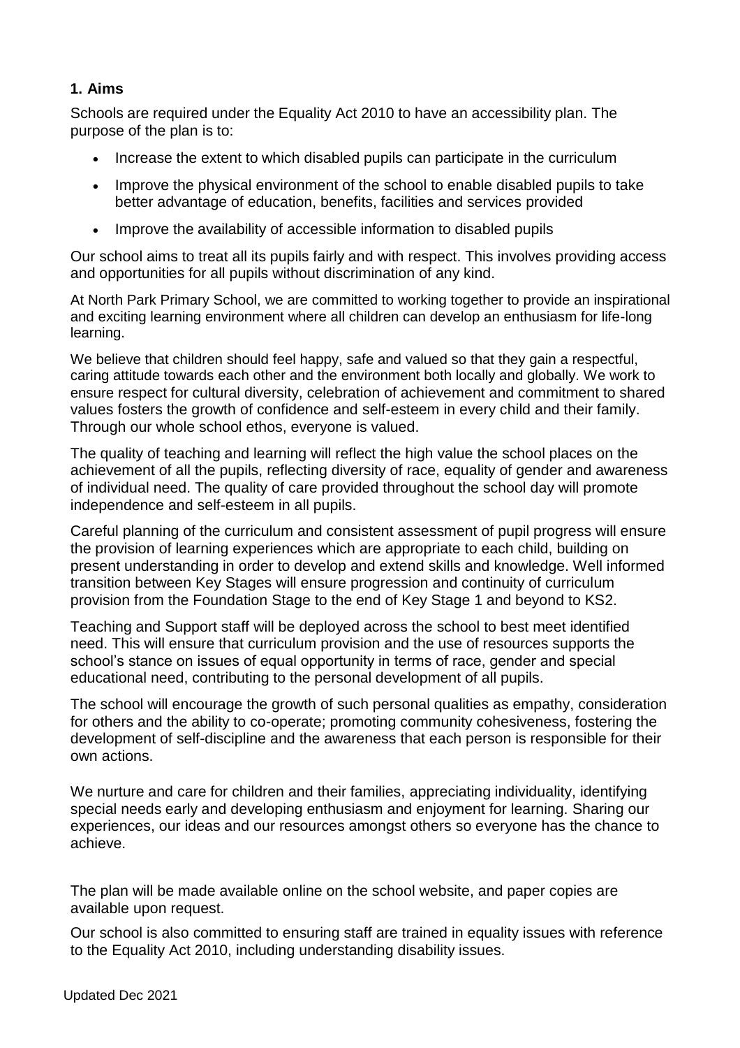## 1. Aims

Schools are required under the Equality Act 2010 to have an accessibility plan. The purpose of the plan is to:

- Increase the extent to which disabled pupils can participate in the curriculum
- Improve the physical environment of the school to enable disabled pupils to take better advantage of education, benefits, facilities and services provided
- Improve the availability of accessible information to disabled pupils

Our school aims to treat all its pupils fairly and with respect. This involves providing access and opportunities for all pupils without discrimination of any kind.

At North Park Primary School, we are committed to working together to provide an inspirational and exciting learning environment where all children can develop an enthusiasm for life-long learning.

We believe that children should feel happy, safe and valued so that they gain a respectful, caring attitude towards each other and the environment both locally and globally. We work to ensure respect for cultural diversity, celebration of achievement and commitment to shared values fosters the growth of confidence and self-esteem in every child and their family. Through our whole school ethos, everyone is valued.

The quality of teaching and learning will reflect the high value the school places on the achievement of all the pupils, reflecting diversity of race, equality of gender and awareness of individual need. The quality of care provided throughout the school day will promote independence and self-esteem in all pupils.

Careful planning of the curriculum and consistent assessment of pupil progress will ensure the provision of learning experiences which are appropriate to each child, building on present understanding in order to develop and extend skills and knowledge. Well informed transition between Key Stages will ensure progression and continuity of curriculum provision from the Foundation Stage to the end of Key Stage 1 and beyond to KS2.

Teaching and Support staff will be deployed across the school to best meet identified need. This will ensure that curriculum provision and the use of resources supports the school's stance on issues of equal opportunity in terms of race, gender and special educational need, contributing to the personal development of all pupils.

The school will encourage the growth of such personal qualities as empathy, consideration for others and the ability to co-operate; promoting community cohesiveness, fostering the development of self-discipline and the awareness that each person is responsible for their own actions.

We nurture and care for children and their families, appreciating individuality, identifying special needs early and developing enthusiasm and enjoyment for learning. Sharing our experiences, our ideas and our resources amongst others so everyone has the chance to achieve.

The plan will be made available online on the school website, and paper copies are available upon request.

Our school is also committed to ensuring staff are trained in equality issues with reference to the Equality Act 2010, including understanding disability issues.

Updated Dec 2021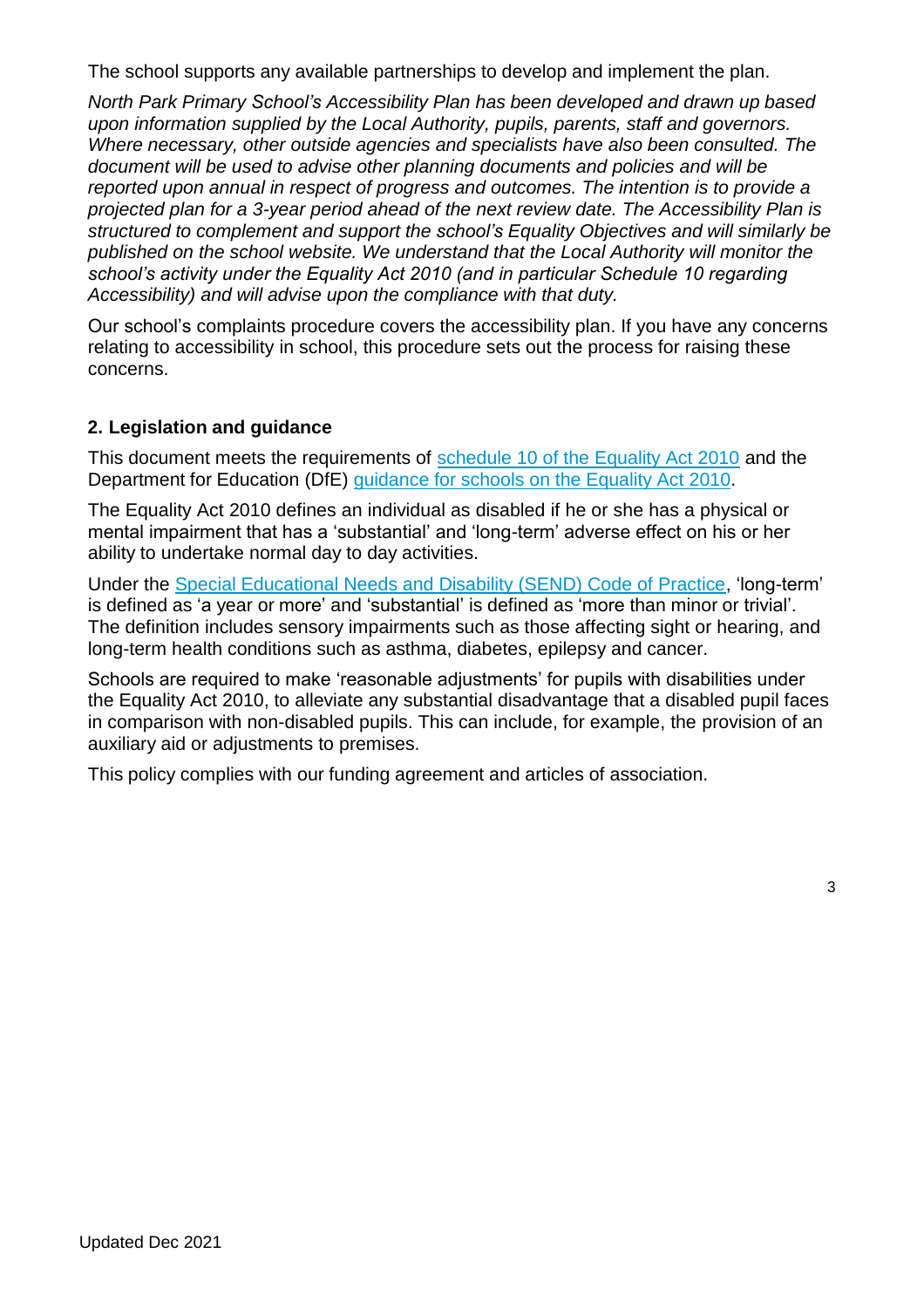The school supports any available partnerships to develop and implement the plan.

*North Park Primary School's Accessibility Plan has been developed and drawn up based upon information supplied by the Local Authority, pupils, parents, staff and governors. Where necessary, other outside agencies and specialists have also been consulted. The document will be used to advise other planning documents and policies and will be reported upon annual in respect of progress and outcomes. The intention is to provide a projected plan for a 3-year period ahead of the next review date. The Accessibility Plan is structured to complement and support the school's Equality Objectives and will similarly be published on the school website. We understand that the Local Authority will monitor the school's activity under the Equality Act 2010 (and in particular Schedule 10 regarding Accessibility) and will advise upon the compliance with that duty.*

Our school's complaints procedure covers the accessibility plan. If you have any concerns relating to accessibility in school, this procedure sets out the process for raising these concerns.

## 2. Legislation and guidance

This document meets the requirements of schedule 10 of the Equality Act 2010 and the Department for Education (DfE) guidance for schools on the Equality Act 2010.

The Equality Act 2010 defines an individual as disabled if he or she has a physical or mental impairment that has a 'substantial' and 'long-term' adverse effect on his or her ability to undertake normal day to day activities.

Under the Special Educational Needs and Disability (SEND) Code of Practice, 'long-term' is defined as 'a year or more' and 'substantial' is defined as 'more than minor or trivial'. The definition includes sensory impairments such as those affecting sight or hearing, and long-term health conditions such as asthma, diabetes, epilepsy and cancer.

Schools are required to make 'reasonable adjustments' for pupils with disabilities under the Equality Act 2010, to alleviate any substantial disadvantage that a disabled pupil faces in comparison with non-disabled pupils. This can include, for example, the provision of an auxiliary aid or adjustments to premises.

This policy complies with our funding agreement and articles of association.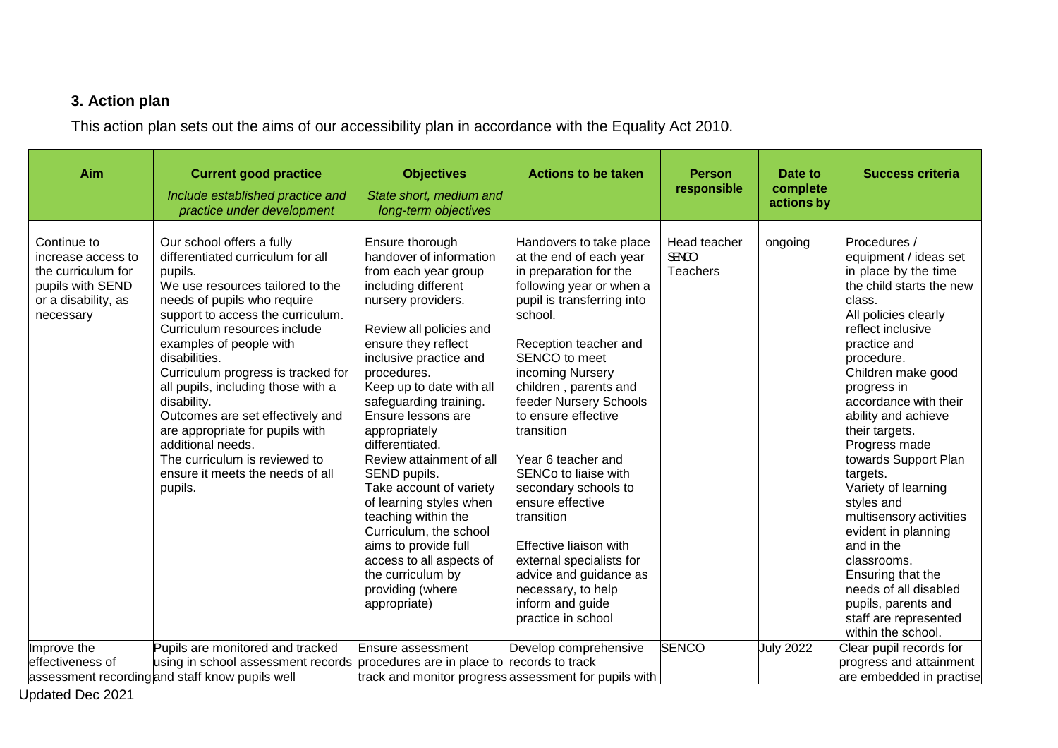### 3. Action plan

This action plan sets out the aims of our accessibility plan in accordance with the Equality Act 2010.

| Aim | Current good practice<br>*Include established practice and practice under development* | Objectives<br>*State short, medium and long-term objectives* | Actions to be taken | Person responsible | Date to complete actions by | Success criteria |
|---|---|---|---|---|---|---|
| Continue to increase access to the curriculum for pupils with SEND or a disability, as necessary | Our school offers a fully differentiated curriculum for all pupils.<br>We use resources tailored to the needs of pupils who require support to access the curriculum.<br>Curriculum resources include examples of people with disabilities.<br>Curriculum progress is tracked for all pupils, including those with a disability.<br>Outcomes are set effectively and are appropriate for pupils with additional needs.<br>The curriculum is reviewed to ensure it meets the needs of all pupils. | Ensure thorough handover of information from each year group including different nursery providers.<br><br>Review all policies and ensure they reflect inclusive practice and procedures.<br>Keep up to date with all safeguarding training.<br>Ensure lessons are appropriately differentiated.<br>Review attainment of all SEND pupils.<br>Take account of variety of learning styles when teaching within the Curriculum, the school aims to provide full access to all aspects of the curriculum by providing (where appropriate) | Handovers to take place at the end of each year in preparation for the following year or when a pupil is transferring into school.<br><br>Reception teacher and SENCO to meet incoming Nursery children , parents and feeder Nursery Schools to ensure effective transition<br><br>Year 6 teacher and SENCo to liaise with secondary schools to ensure effective transition<br><br>Effective liaison with external specialists for advice and guidance as necessary, to help inform and guide practice in school | Head teacher<br>SENCO<br>Teachers | ongoing | Procedures / equipment / ideas set in place by the time the child starts the new class.<br>All policies clearly reflect inclusive practice and procedure.<br>Children make good progress in accordance with their ability and achieve their targets.<br>Progress made towards Support Plan targets.<br>Variety of learning styles and multisensory activities evident in planning and in the classrooms.<br>Ensuring that the needs of all disabled pupils, parents and staff are represented within the school. |
| Improve the effectiveness of assessment recording | Pupils are monitored and tracked using in school assessment records and staff know pupils well | Ensure assessment procedures are in place to track and monitor progress | Develop comprehensive records to track assessment for pupils with | SENCO | July 2022 | Clear pupil records for progress and attainment are embedded in practise |

Updated Dec 2021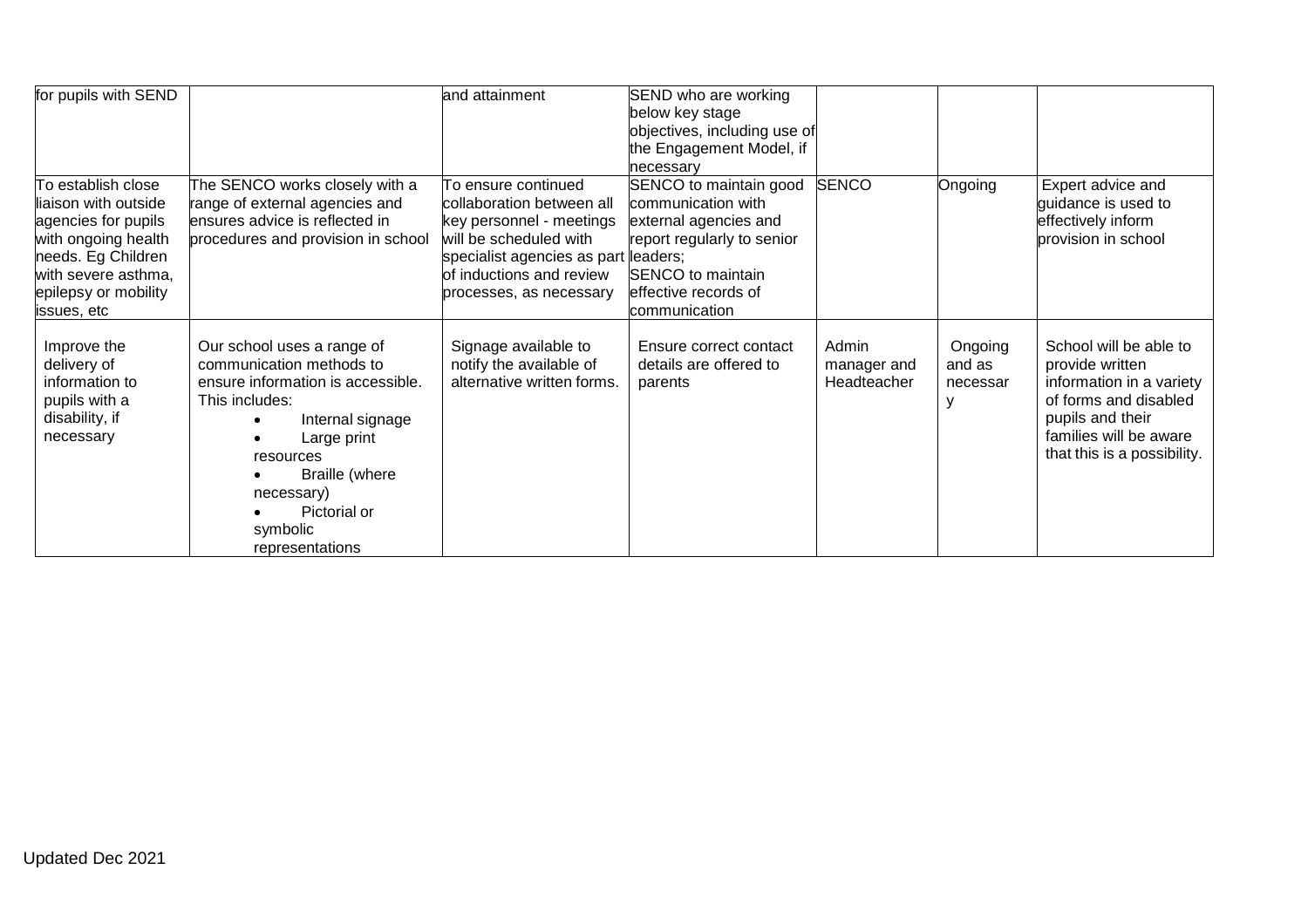| for pupils with SEND | | and attainment | SEND who are working below key stage objectives, including use of the Engagement Model, if necessary | | | |
|---|---|---|---|---|---|---|
| To establish close liaison with outside agencies for pupils with ongoing health needs. Eg Children with severe asthma, epilepsy or mobility issues, etc | The SENCO works closely with a range of external agencies and ensures advice is reflected in procedures and provision in school | To ensure continued collaboration between all key personnel - meetings will be scheduled with specialist agencies as part of inductions and review processes, as necessary | SENCO to maintain good communication with external agencies and report regularly to senior leaders; SENCO to maintain effective records of communication | SENCO | Ongoing | Expert advice and guidance is used to effectively inform provision in school |
| Improve the delivery of information to pupils with a disability, if necessary | Our school uses a range of communication methods to ensure information is accessible. This includes: <br>• Internal signage <br>• Large print resources <br>• Braille (where necessary) <br>• Pictorial or symbolic representations | Signage available to notify the available of alternative written forms. | Ensure correct contact details are offered to parents | Admin manager and Headteacher | Ongoing and as necessary | School will be able to provide written information in a variety of forms and disabled pupils and their families will be aware that this is a possibility. |

Updated Dec 2021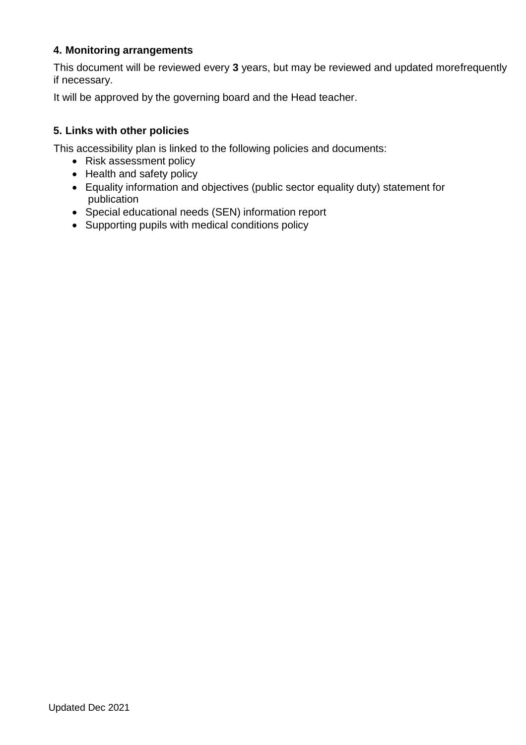### 4. Monitoring arrangements

This document will be reviewed every **3** years, but may be reviewed and updated morefrequently if necessary.

It will be approved by the governing board and the Head teacher.

### 5. Links with other policies

This accessibility plan is linked to the following policies and documents:

- Risk assessment policy
- Health and safety policy
- Equality information and objectives (public sector equality duty) statement for publication
- Special educational needs (SEN) information report
- Supporting pupils with medical conditions policy

Updated Dec 2021